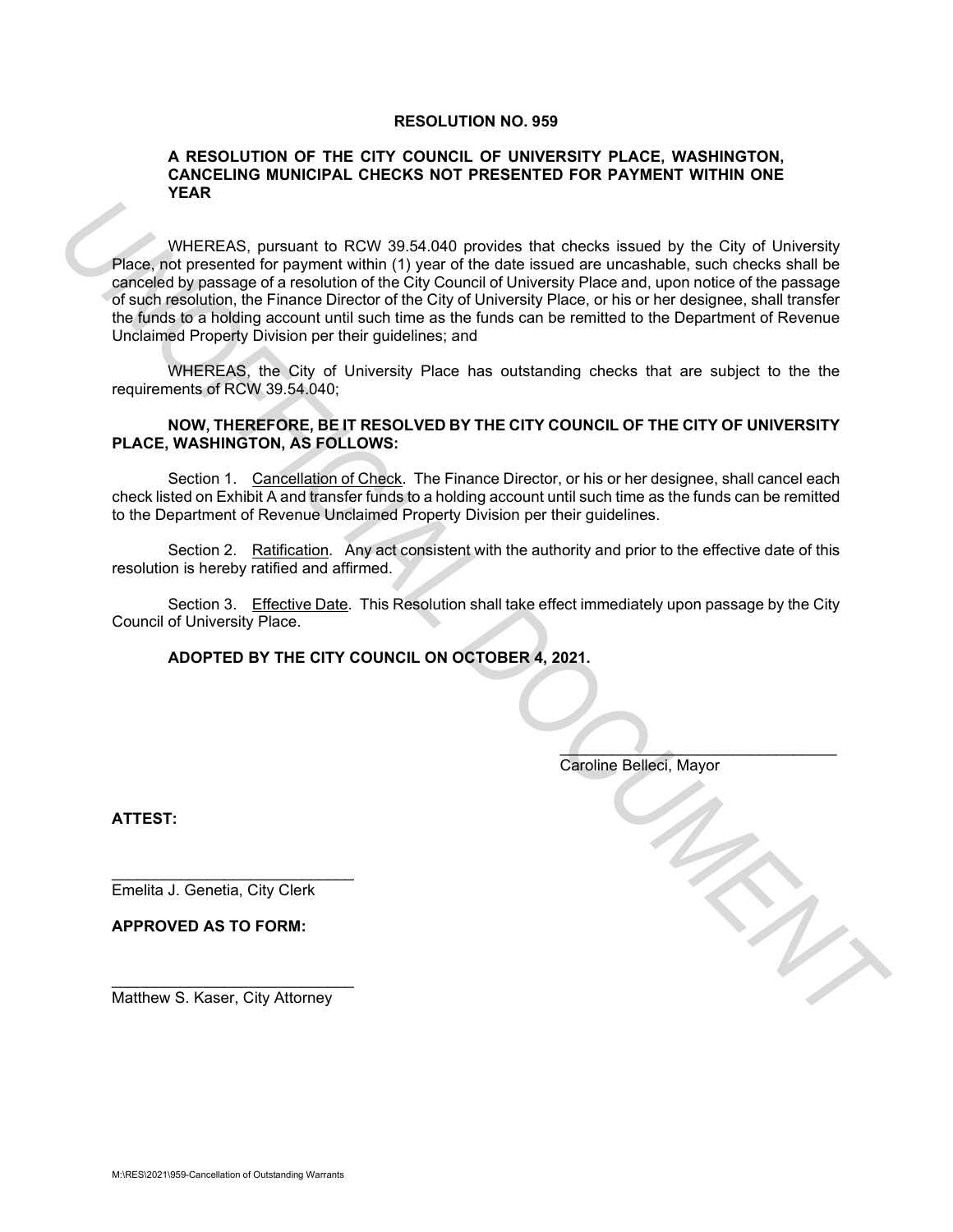# RESOLUTION NO. 959

## A RESOLUTION OF THE CITY COUNCIL OF UNIVERSITY PLACE, WASHINGTON, CANCELING MUNICIPAL CHECKS NOT PRESENTED FOR PAYMENT WITHIN ONE YEAR

WHEREAS, pursuant to RCW 39.54.040 provides that checks issued by the City of University Place, not presented for payment within (1) year of the date issued are uncashable, such checks shall be canceled by passage of a resolution of the City Council of University Place and, upon notice of the passage of such resolution, the Finance Director of the City of University Place, or his or her designee, shall transfer the funds to a holding account until such time as the funds can be remitted to the Department of Revenue Unclaimed Property Division per their guidelines; and

WHEREAS, the City of University Place has outstanding checks that are subject to the the requirements of RCW 39.54.040;

**NOW, THEREFORE, BE IT RESOLVED BY THE CITY COUNCIL OF THE CITY OF UNIVERSITY PLACE, WASHINGTON, AS FOLLOWS:**

Section 1. Cancellation of Check. The Finance Director, or his or her designee, shall cancel each check listed on Exhibit A and transfer funds to a holding account until such time as the funds can be remitted to the Department of Revenue Unclaimed Property Division per their guidelines.

Section 2. Ratification. Any act consistent with the authority and prior to the effective date of this resolution is hereby ratified and affirmed.

Section 3. Effective Date. This Resolution shall take effect immediately upon passage by the City Council of University Place.

**ADOPTED BY THE CITY COUNCIL ON OCTOBER 4, 2021.**

\_\_\_\_\_\_\_\_\_\_\_\_\_\_\_\_\_\_\_\_\_\_\_\_\_\_\_\_\_\_\_\_
Caroline Belleci, Mayor

**ATTEST:**

\_\_\_\_\_\_\_\_\_\_\_\_\_\_\_\_\_\_\_\_\_\_\_\_\_\_\_\_
Emelita J. Genetia, City Clerk

**APPROVED AS TO FORM:**

\_\_\_\_\_\_\_\_\_\_\_\_\_\_\_\_\_\_\_\_\_\_\_\_\_\_\_\_
Matthew S. Kaser, City Attorney

M:\RES\2021\959-Cancellation of Outstanding Warrants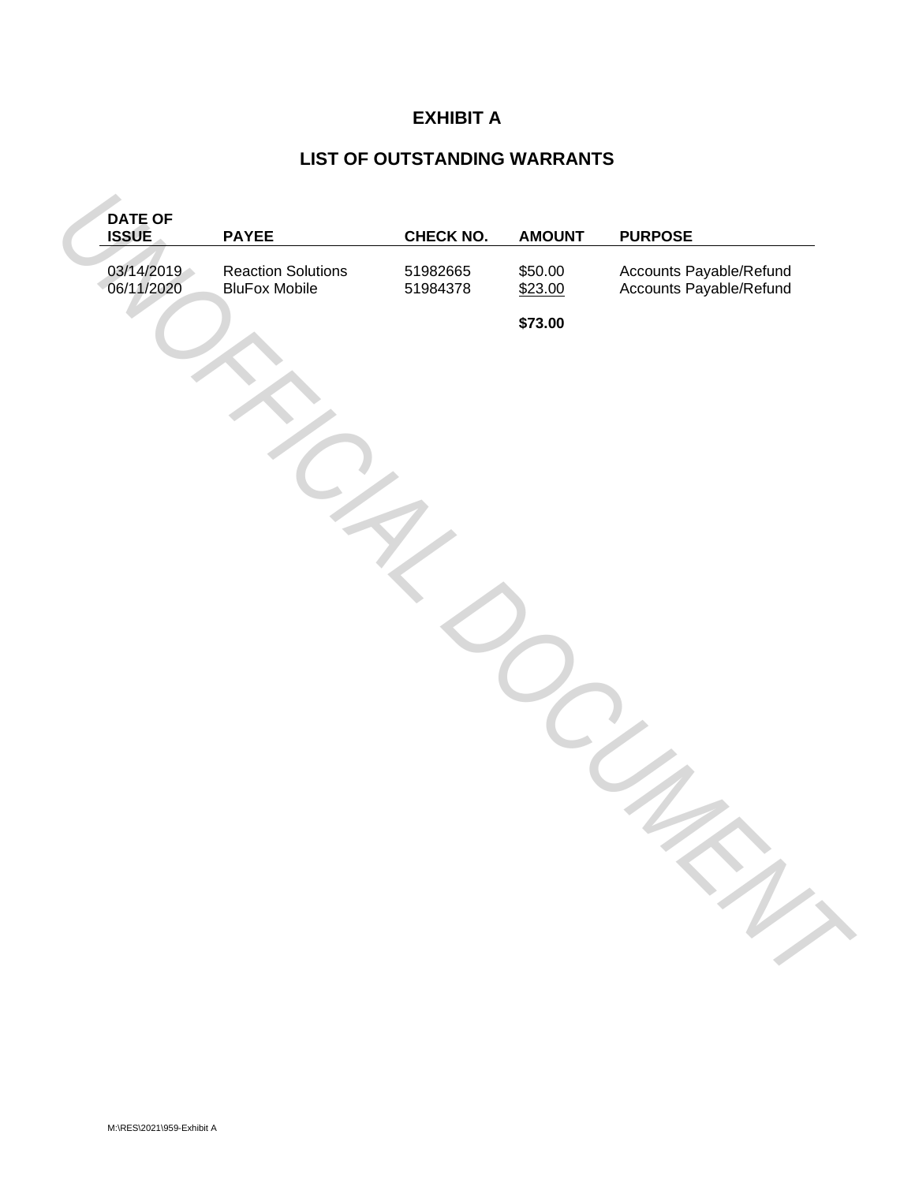# EXHIBIT A

## LIST OF OUTSTANDING WARRANTS

| DATE OF ISSUE | PAYEE | CHECK NO. | AMOUNT | PURPOSE |
|---|---|---|---|---|
| 03/14/2019 | Reaction Solutions | 51982665 | $50.00 | Accounts Payable/Refund |
| 06/11/2020 | BluFox Mobile | 51984378 | $23.00 | Accounts Payable/Refund |
| | | | **$73.00** | |

M:\RES\2021\959-Exhibit A